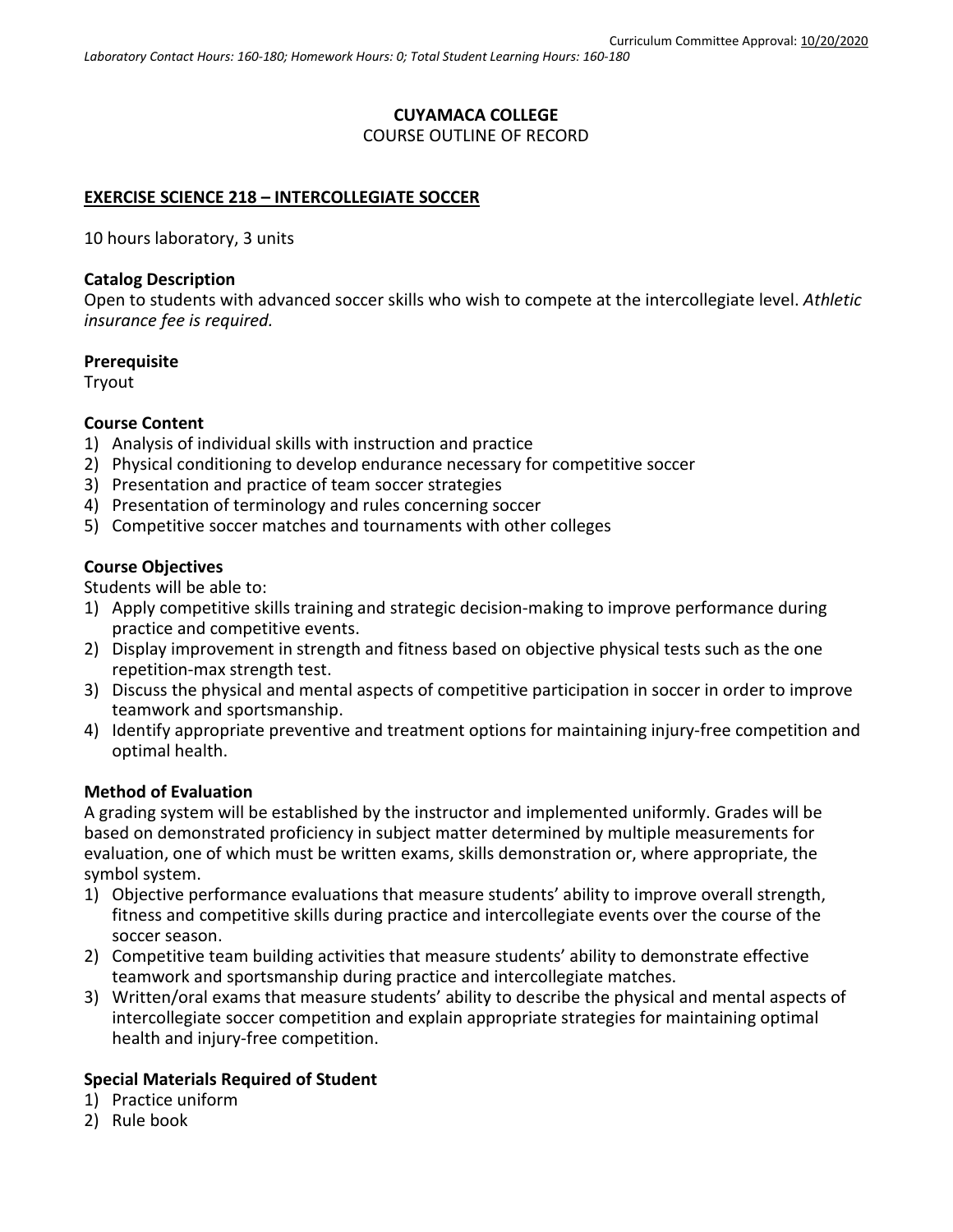Curriculum Committee Approval: 10/20/2020

*Laboratory Contact Hours: 160-180; Homework Hours: 0; Total Student Learning Hours: 160-180*

**CUYAMACA COLLEGE**
COURSE OUTLINE OF RECORD

**EXERCISE SCIENCE 218 – INTERCOLLEGIATE SOCCER**

10 hours laboratory, 3 units

**Catalog Description**
Open to students with advanced soccer skills who wish to compete at the intercollegiate level. *Athletic insurance fee is required.*

**Prerequisite**
Tryout

**Course Content**
1) Analysis of individual skills with instruction and practice
2) Physical conditioning to develop endurance necessary for competitive soccer
3) Presentation and practice of team soccer strategies
4) Presentation of terminology and rules concerning soccer
5) Competitive soccer matches and tournaments with other colleges

**Course Objectives**
Students will be able to:
1) Apply competitive skills training and strategic decision-making to improve performance during practice and competitive events.
2) Display improvement in strength and fitness based on objective physical tests such as the one repetition-max strength test.
3) Discuss the physical and mental aspects of competitive participation in soccer in order to improve teamwork and sportsmanship.
4) Identify appropriate preventive and treatment options for maintaining injury-free competition and optimal health.

**Method of Evaluation**
A grading system will be established by the instructor and implemented uniformly. Grades will be based on demonstrated proficiency in subject matter determined by multiple measurements for evaluation, one of which must be written exams, skills demonstration or, where appropriate, the symbol system.
1) Objective performance evaluations that measure students' ability to improve overall strength, fitness and competitive skills during practice and intercollegiate events over the course of the soccer season.
2) Competitive team building activities that measure students' ability to demonstrate effective teamwork and sportsmanship during practice and intercollegiate matches.
3) Written/oral exams that measure students' ability to describe the physical and mental aspects of intercollegiate soccer competition and explain appropriate strategies for maintaining optimal health and injury-free competition.

**Special Materials Required of Student**
1) Practice uniform
2) Rule book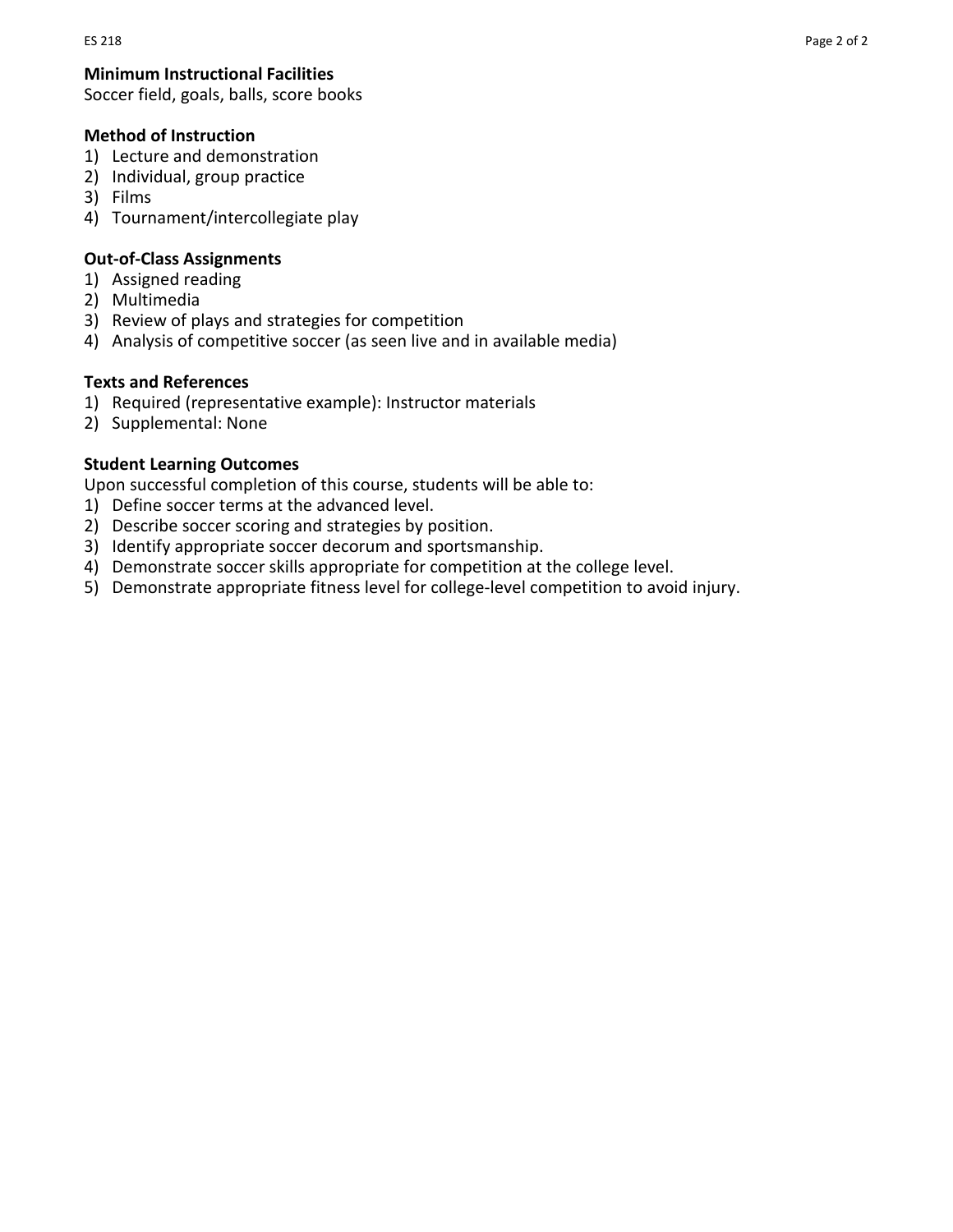**Minimum Instructional Facilities**

Soccer field, goals, balls, score books

**Method of Instruction**

1) Lecture and demonstration
2) Individual, group practice
3) Films
4) Tournament/intercollegiate play

**Out-of-Class Assignments**

1) Assigned reading
2) Multimedia
3) Review of plays and strategies for competition
4) Analysis of competitive soccer (as seen live and in available media)

**Texts and References**

1) Required (representative example): Instructor materials
2) Supplemental: None

**Student Learning Outcomes**

Upon successful completion of this course, students will be able to:

1) Define soccer terms at the advanced level.
2) Describe soccer scoring and strategies by position.
3) Identify appropriate soccer decorum and sportsmanship.
4) Demonstrate soccer skills appropriate for competition at the college level.
5) Demonstrate appropriate fitness level for college-level competition to avoid injury.